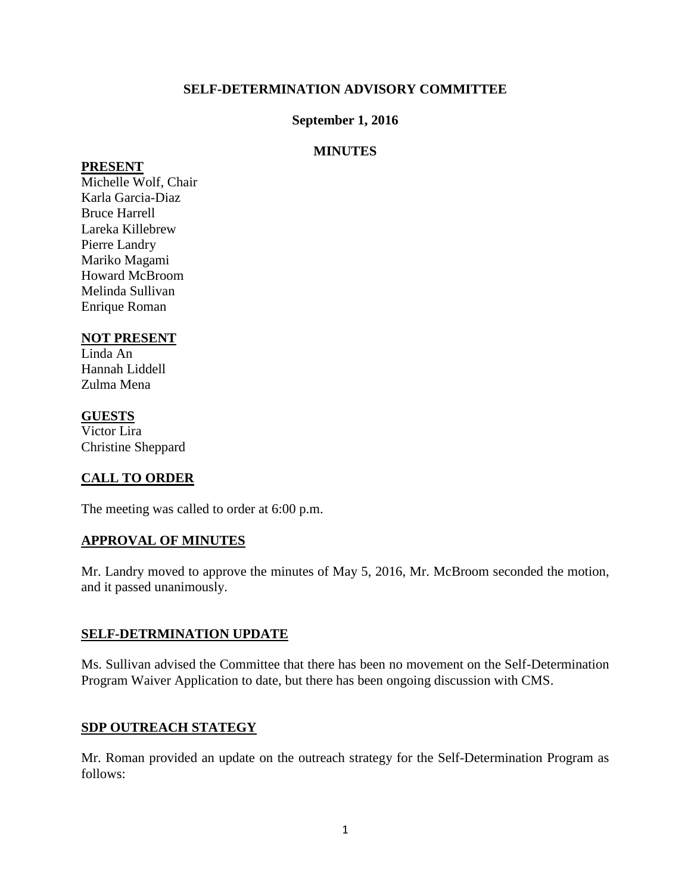**SELF-DETERMINATION ADVISORY COMMITTEE**

**September 1, 2016**

**MINUTES**

**PRESENT**

Michelle Wolf, Chair
Karla Garcia-Diaz
Bruce Harrell
Lareka Killebrew
Pierre Landry
Mariko Magami
Howard McBroom
Melinda Sullivan
Enrique Roman

**NOT PRESENT**

Linda An
Hannah Liddell
Zulma Mena

**GUESTS**

Victor Lira
Christine Sheppard

**CALL TO ORDER**

The meeting was called to order at 6:00 p.m.

**APPROVAL OF MINUTES**

Mr. Landry moved to approve the minutes of May 5, 2016, Mr. McBroom seconded the motion, and it passed unanimously.

**SELF-DETRMINATION UPDATE**

Ms. Sullivan advised the Committee that there has been no movement on the Self-Determination Program Waiver Application to date, but there has been ongoing discussion with CMS.

**SDP OUTREACH STATEGY**

Mr. Roman provided an update on the outreach strategy for the Self-Determination Program as follows: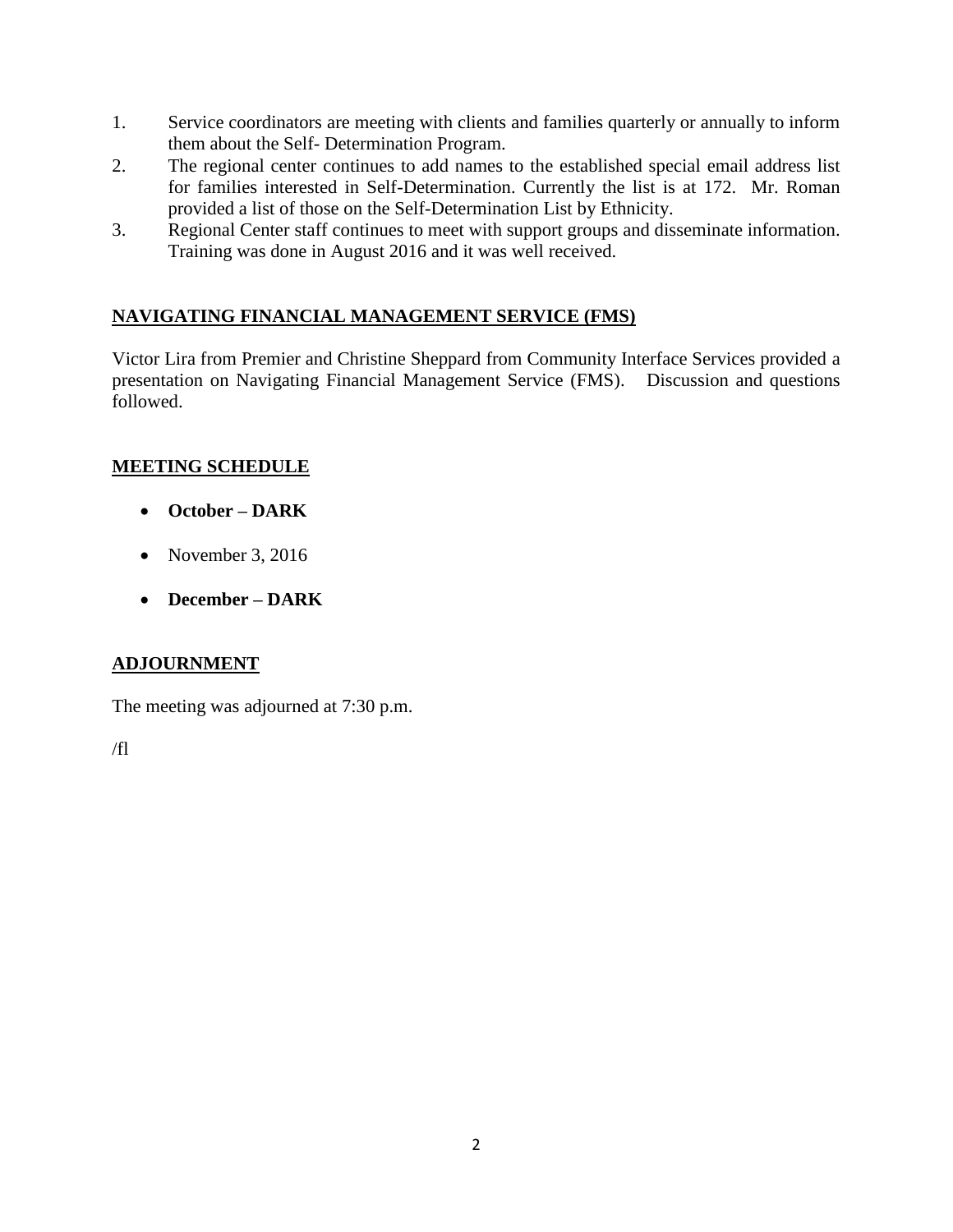1. Service coordinators are meeting with clients and families quarterly or annually to inform them about the Self- Determination Program.
2. The regional center continues to add names to the established special email address list for families interested in Self-Determination. Currently the list is at 172. Mr. Roman provided a list of those on the Self-Determination List by Ethnicity.
3. Regional Center staff continues to meet with support groups and disseminate information. Training was done in August 2016 and it was well received.

## NAVIGATING FINANCIAL MANAGEMENT SERVICE (FMS)

Victor Lira from Premier and Christine Sheppard from Community Interface Services provided a presentation on Navigating Financial Management Service (FMS). Discussion and questions followed.

## MEETING SCHEDULE

- **October – DARK**
- November 3, 2016
- **December – DARK**

## ADJOURNMENT

The meeting was adjourned at 7:30 p.m.

/fl